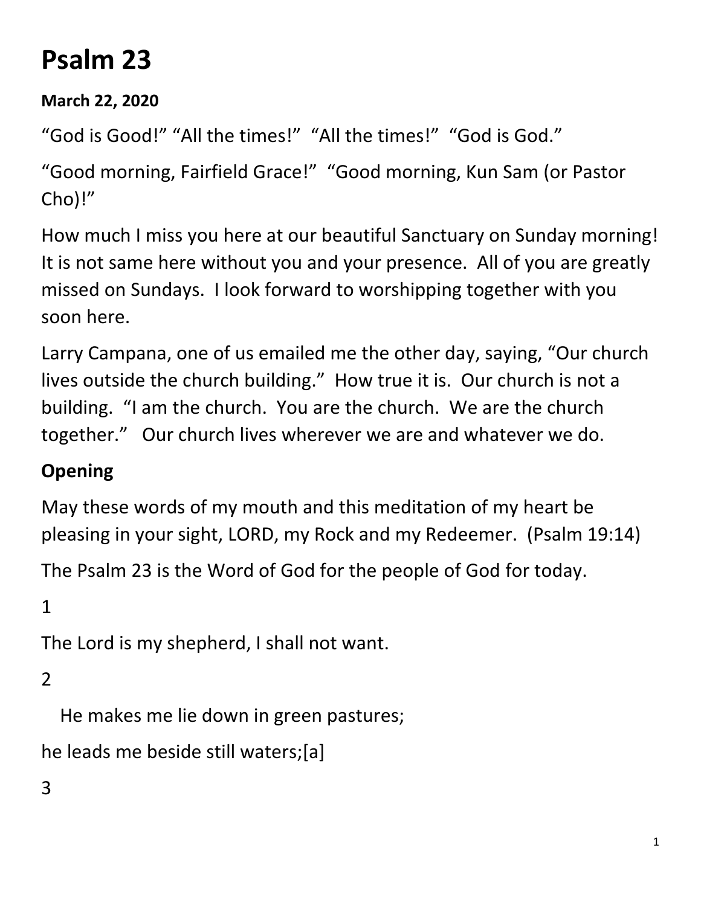# Psalm 23

**March 22, 2020**

"God is Good!" "All the times!" "All the times!" "God is God."

"Good morning, Fairfield Grace!" "Good morning, Kun Sam (or Pastor Cho)!"

How much I miss you here at our beautiful Sanctuary on Sunday morning! It is not same here without you and your presence. All of you are greatly missed on Sundays. I look forward to worshipping together with you soon here.

Larry Campana, one of us emailed me the other day, saying, "Our church lives outside the church building." How true it is. Our church is not a building. "I am the church. You are the church. We are the church together." Our church lives wherever we are and whatever we do.

## Opening

May these words of my mouth and this meditation of my heart be pleasing in your sight, LORD, my Rock and my Redeemer. (Psalm 19:14)

The Psalm 23 is the Word of God for the people of God for today.

1

The Lord is my shepherd, I shall not want.

2

He makes me lie down in green pastures;

he leads me beside still waters;[a]

3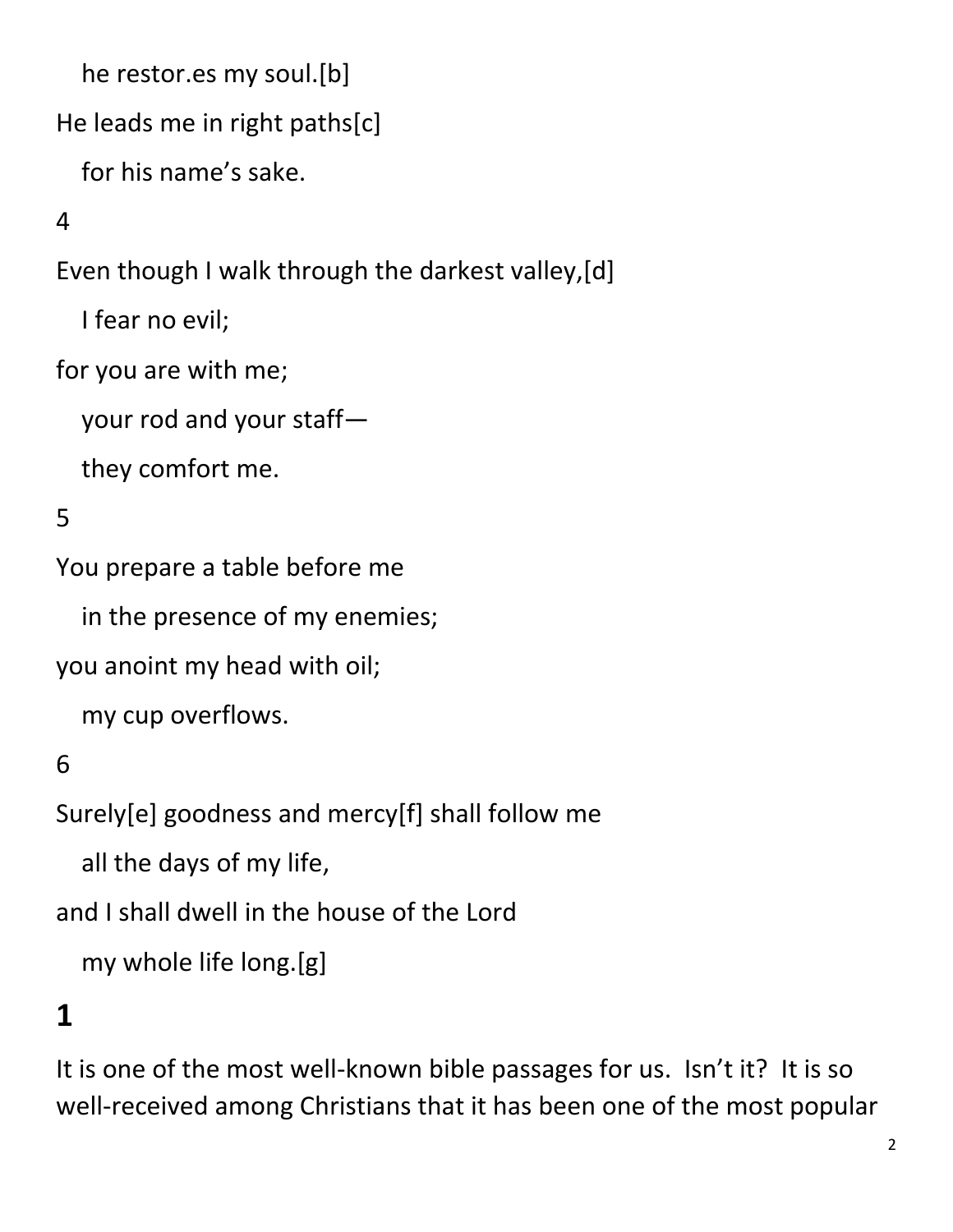he restor.es my soul.[b]

He leads me in right paths[c]

for his name's sake.

4

Even though I walk through the darkest valley,[d]

I fear no evil;

for you are with me;

your rod and your staff—

they comfort me.

5

You prepare a table before me

in the presence of my enemies;

you anoint my head with oil;

my cup overflows.

6

Surely[e] goodness and mercy[f] shall follow me

all the days of my life,

and I shall dwell in the house of the Lord

my whole life long.[g]

# 1

It is one of the most well-known bible passages for us. Isn't it? It is so well-received among Christians that it has been one of the most popular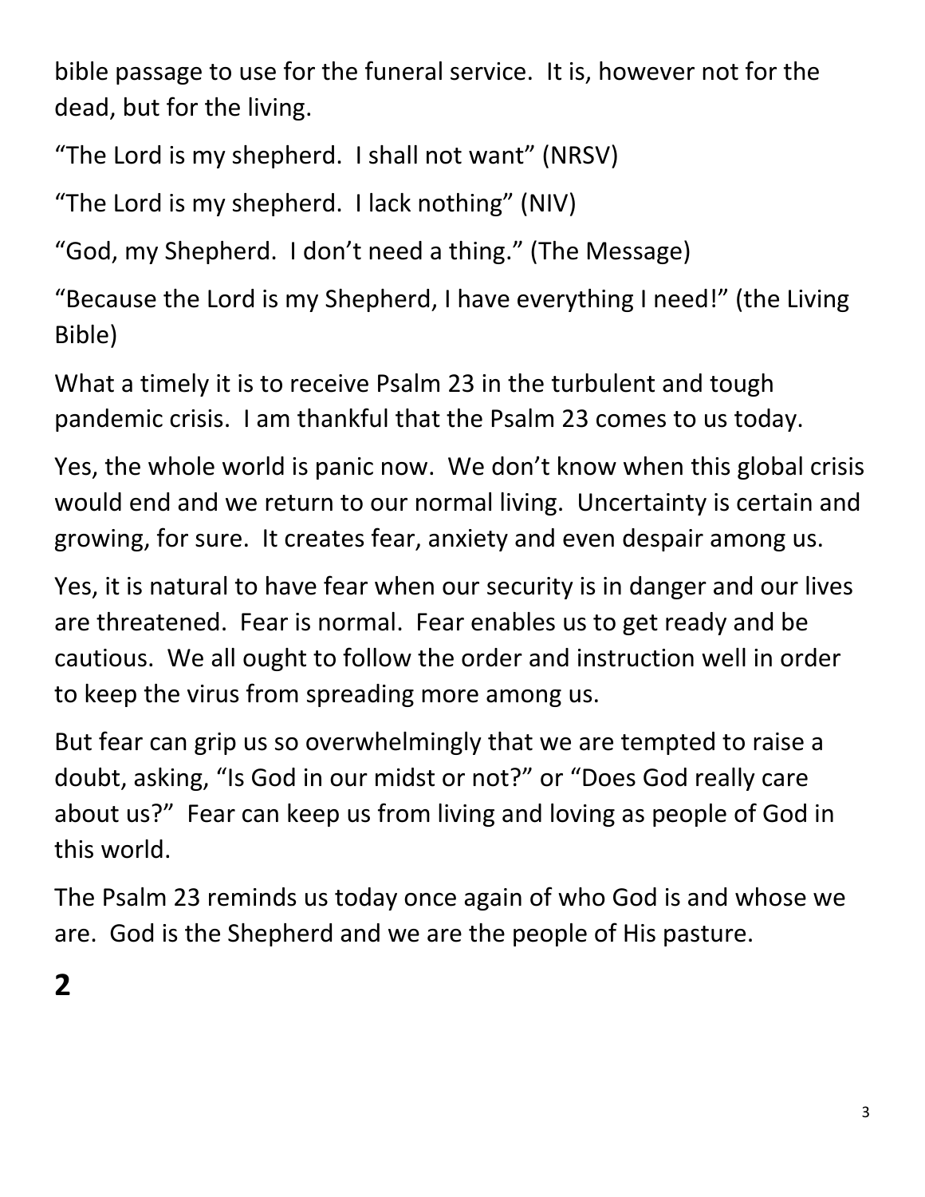bible passage to use for the funeral service. It is, however not for the dead, but for the living.

"The Lord is my shepherd. I shall not want" (NRSV)

"The Lord is my shepherd. I lack nothing" (NIV)

"God, my Shepherd. I don't need a thing." (The Message)

"Because the Lord is my Shepherd, I have everything I need!" (the Living Bible)

What a timely it is to receive Psalm 23 in the turbulent and tough pandemic crisis. I am thankful that the Psalm 23 comes to us today.

Yes, the whole world is panic now. We don't know when this global crisis would end and we return to our normal living. Uncertainty is certain and growing, for sure. It creates fear, anxiety and even despair among us.

Yes, it is natural to have fear when our security is in danger and our lives are threatened. Fear is normal. Fear enables us to get ready and be cautious. We all ought to follow the order and instruction well in order to keep the virus from spreading more among us.

But fear can grip us so overwhelmingly that we are tempted to raise a doubt, asking, "Is God in our midst or not?" or "Does God really care about us?" Fear can keep us from living and loving as people of God in this world.

The Psalm 23 reminds us today once again of who God is and whose we are. God is the Shepherd and we are the people of His pasture.

**2**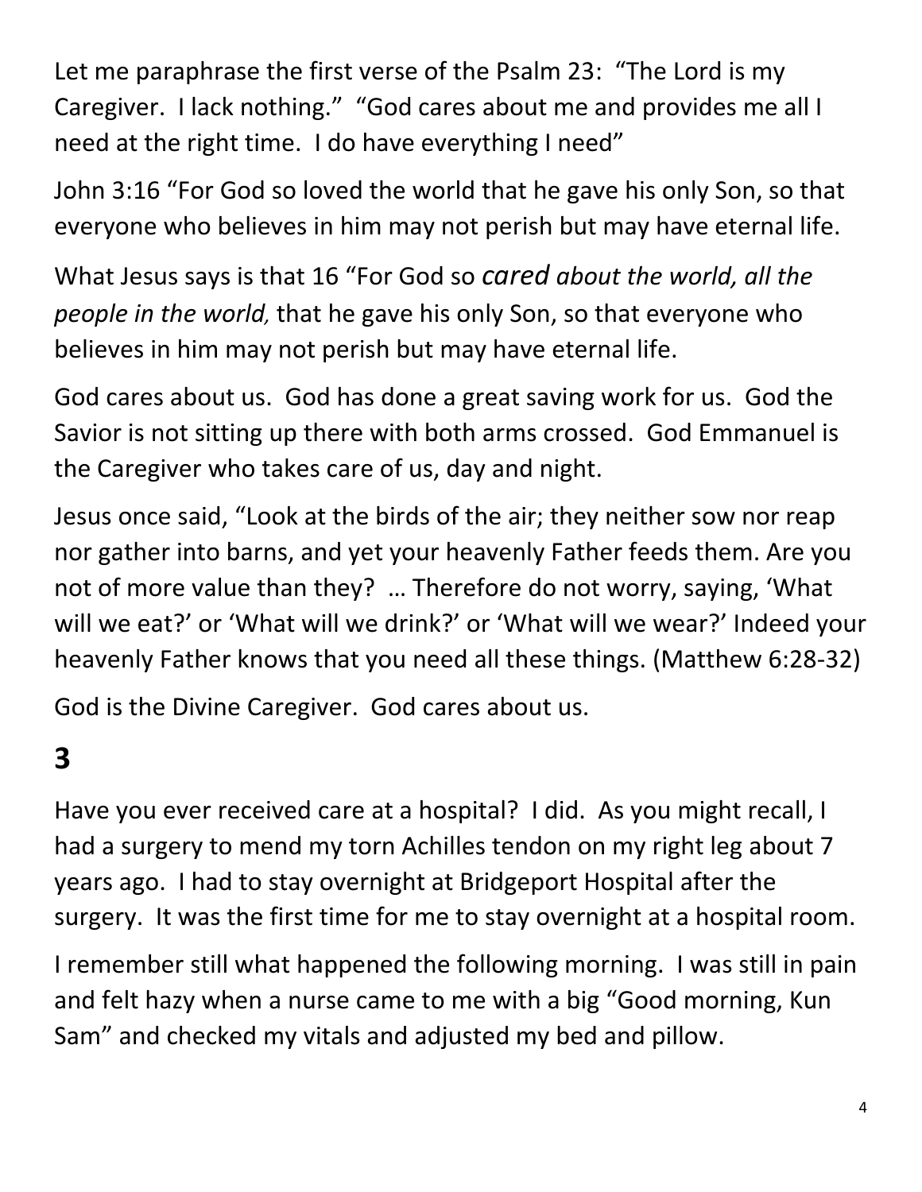Let me paraphrase the first verse of the Psalm 23: "The Lord is my Caregiver. I lack nothing." "God cares about me and provides me all I need at the right time. I do have everything I need"

John 3:16 "For God so loved the world that he gave his only Son, so that everyone who believes in him may not perish but may have eternal life.

What Jesus says is that 16 "For God so *cared about the world, all the people in the world,* that he gave his only Son, so that everyone who believes in him may not perish but may have eternal life.

God cares about us. God has done a great saving work for us. God the Savior is not sitting up there with both arms crossed. God Emmanuel is the Caregiver who takes care of us, day and night.

Jesus once said, "Look at the birds of the air; they neither sow nor reap nor gather into barns, and yet your heavenly Father feeds them. Are you not of more value than they? … Therefore do not worry, saying, 'What will we eat?' or 'What will we drink?' or 'What will we wear?' Indeed your heavenly Father knows that you need all these things. (Matthew 6:28-32)

God is the Divine Caregiver. God cares about us.

## 3

Have you ever received care at a hospital? I did. As you might recall, I had a surgery to mend my torn Achilles tendon on my right leg about 7 years ago. I had to stay overnight at Bridgeport Hospital after the surgery. It was the first time for me to stay overnight at a hospital room.

I remember still what happened the following morning. I was still in pain and felt hazy when a nurse came to me with a big "Good morning, Kun Sam" and checked my vitals and adjusted my bed and pillow.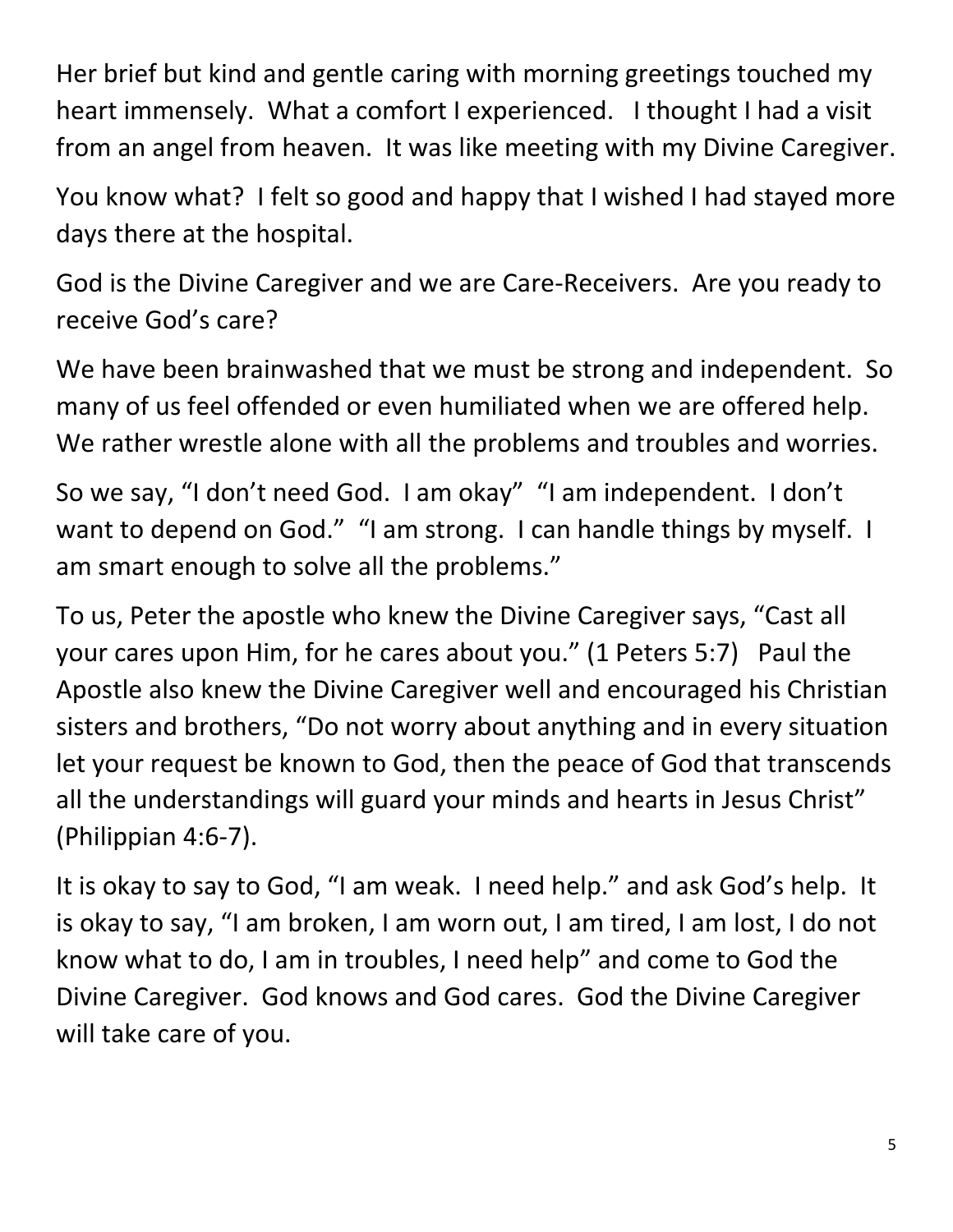Her brief but kind and gentle caring with morning greetings touched my heart immensely. What a comfort I experienced. I thought I had a visit from an angel from heaven. It was like meeting with my Divine Caregiver.

You know what? I felt so good and happy that I wished I had stayed more days there at the hospital.

God is the Divine Caregiver and we are Care-Receivers. Are you ready to receive God's care?

We have been brainwashed that we must be strong and independent. So many of us feel offended or even humiliated when we are offered help. We rather wrestle alone with all the problems and troubles and worries.

So we say, "I don't need God. I am okay" "I am independent. I don't want to depend on God." "I am strong. I can handle things by myself. I am smart enough to solve all the problems."

To us, Peter the apostle who knew the Divine Caregiver says, "Cast all your cares upon Him, for he cares about you." (1 Peters 5:7) Paul the Apostle also knew the Divine Caregiver well and encouraged his Christian sisters and brothers, "Do not worry about anything and in every situation let your request be known to God, then the peace of God that transcends all the understandings will guard your minds and hearts in Jesus Christ" (Philippian 4:6-7).

It is okay to say to God, "I am weak. I need help." and ask God's help. It is okay to say, "I am broken, I am worn out, I am tired, I am lost, I do not know what to do, I am in troubles, I need help" and come to God the Divine Caregiver. God knows and God cares. God the Divine Caregiver will take care of you.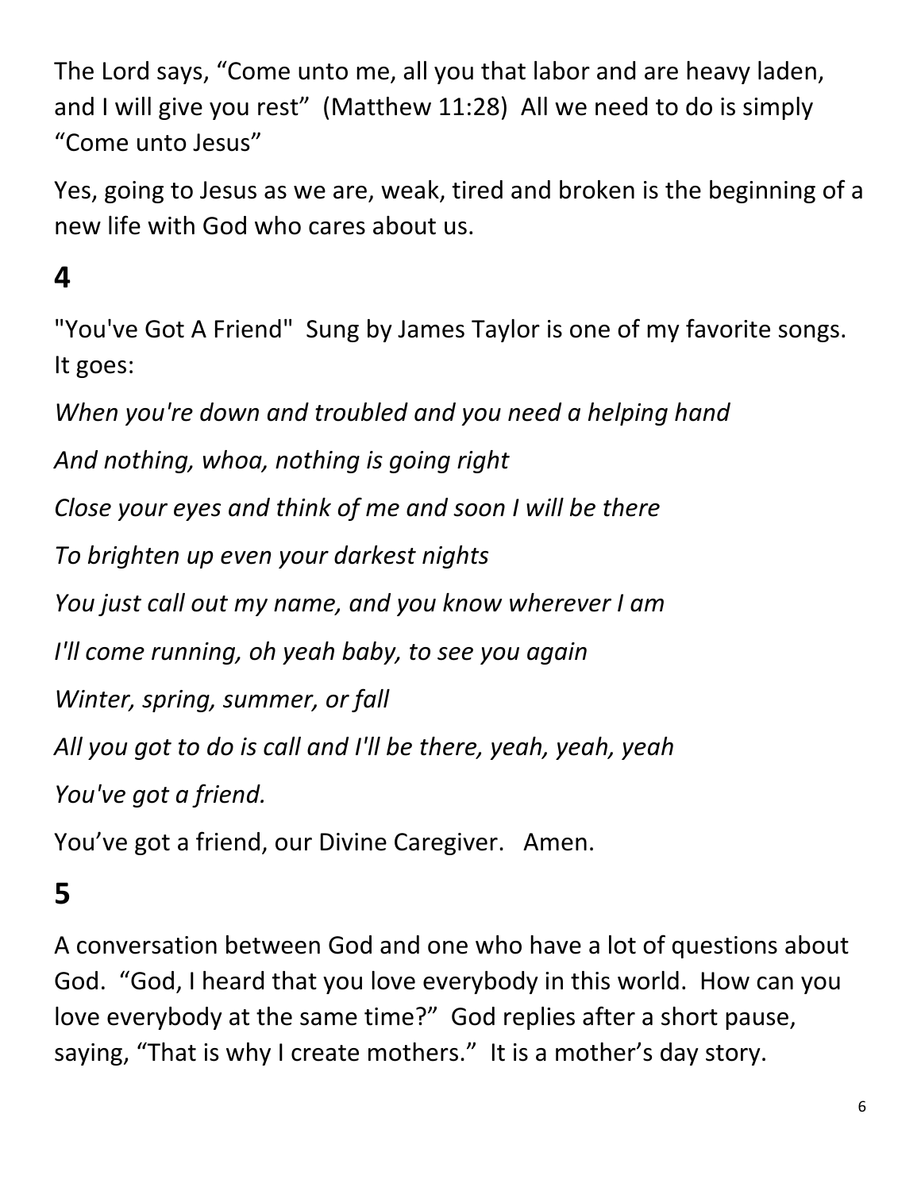The Lord says, "Come unto me, all you that labor and are heavy laden, and I will give you rest" (Matthew 11:28) All we need to do is simply "Come unto Jesus"

Yes, going to Jesus as we are, weak, tired and broken is the beginning of a new life with God who cares about us.

## 4

"You've Got A Friend" Sung by James Taylor is one of my favorite songs. It goes:

*When you're down and troubled and you need a helping hand*

*And nothing, whoa, nothing is going right*

*Close your eyes and think of me and soon I will be there*

*To brighten up even your darkest nights*

*You just call out my name, and you know wherever I am*

*I'll come running, oh yeah baby, to see you again*

*Winter, spring, summer, or fall*

*All you got to do is call and I'll be there, yeah, yeah, yeah*

*You've got a friend.*

You've got a friend, our Divine Caregiver. Amen.

## 5

A conversation between God and one who have a lot of questions about God. "God, I heard that you love everybody in this world. How can you love everybody at the same time?" God replies after a short pause, saying, "That is why I create mothers." It is a mother's day story.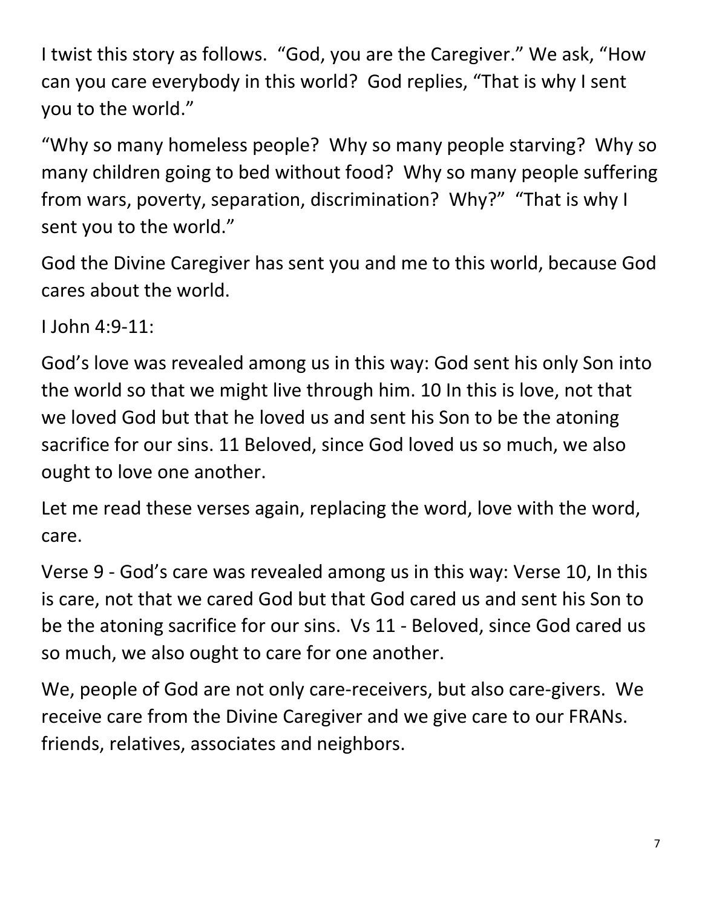I twist this story as follows. “God, you are the Caregiver.” We ask, “How can you care everybody in this world? God replies, “That is why I sent you to the world.”

“Why so many homeless people? Why so many people starving? Why so many children going to bed without food? Why so many people suffering from wars, poverty, separation, discrimination? Why?” “That is why I sent you to the world.”

God the Divine Caregiver has sent you and me to this world, because God cares about the world.

I John 4:9-11:

God’s love was revealed among us in this way: God sent his only Son into the world so that we might live through him. 10 In this is love, not that we loved God but that he loved us and sent his Son to be the atoning sacrifice for our sins. 11 Beloved, since God loved us so much, we also ought to love one another.

Let me read these verses again, replacing the word, love with the word, care.

Verse 9 - God’s care was revealed among us in this way: Verse 10, In this is care, not that we cared God but that God cared us and sent his Son to be the atoning sacrifice for our sins. Vs 11 - Beloved, since God cared us so much, we also ought to care for one another.

We, people of God are not only care-receivers, but also care-givers. We receive care from the Divine Caregiver and we give care to our FRANs. friends, relatives, associates and neighbors.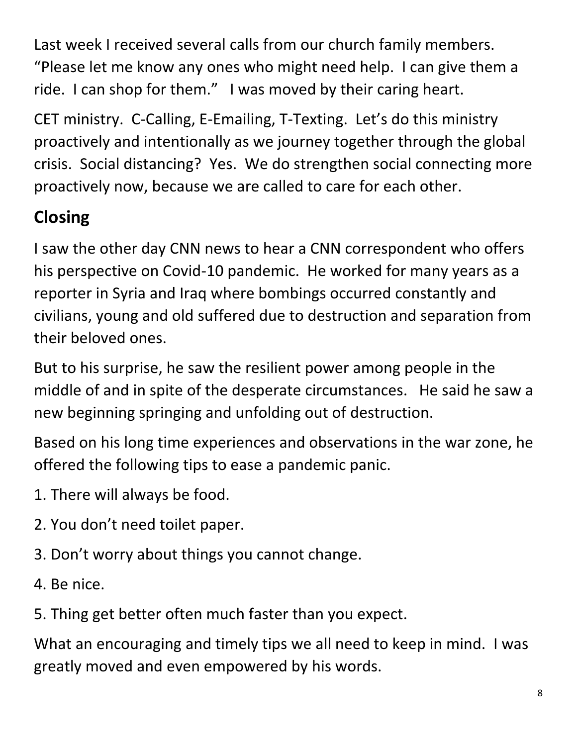Last week I received several calls from our church family members. "Please let me know any ones who might need help. I can give them a ride. I can shop for them." I was moved by their caring heart.

CET ministry. C-Calling, E-Emailing, T-Texting. Let's do this ministry proactively and intentionally as we journey together through the global crisis. Social distancing? Yes. We do strengthen social connecting more proactively now, because we are called to care for each other.

## Closing

I saw the other day CNN news to hear a CNN correspondent who offers his perspective on Covid-10 pandemic. He worked for many years as a reporter in Syria and Iraq where bombings occurred constantly and civilians, young and old suffered due to destruction and separation from their beloved ones.

But to his surprise, he saw the resilient power among people in the middle of and in spite of the desperate circumstances. He said he saw a new beginning springing and unfolding out of destruction.

Based on his long time experiences and observations in the war zone, he offered the following tips to ease a pandemic panic.

1. There will always be food.
2. You don't need toilet paper.
3. Don't worry about things you cannot change.
4. Be nice.
5. Thing get better often much faster than you expect.

What an encouraging and timely tips we all need to keep in mind. I was greatly moved and even empowered by his words.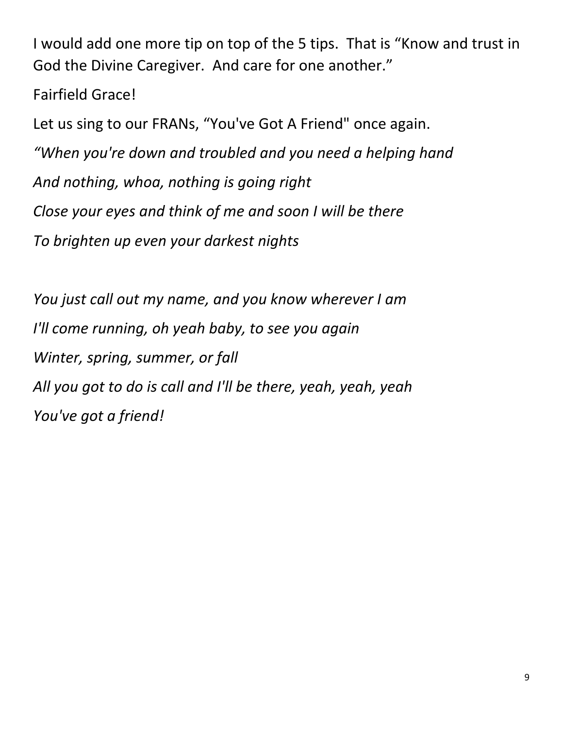I would add one more tip on top of the 5 tips. That is "Know and trust in God the Divine Caregiver. And care for one another."

Fairfield Grace!

Let us sing to our FRANs, "You've Got A Friend" once again.

*"When you're down and troubled and you need a helping hand*
*And nothing, whoa, nothing is going right*
*Close your eyes and think of me and soon I will be there*
*To brighten up even your darkest nights*

*You just call out my name, and you know wherever I am*
*I'll come running, oh yeah baby, to see you again*
*Winter, spring, summer, or fall*
*All you got to do is call and I'll be there, yeah, yeah, yeah*
*You've got a friend!*